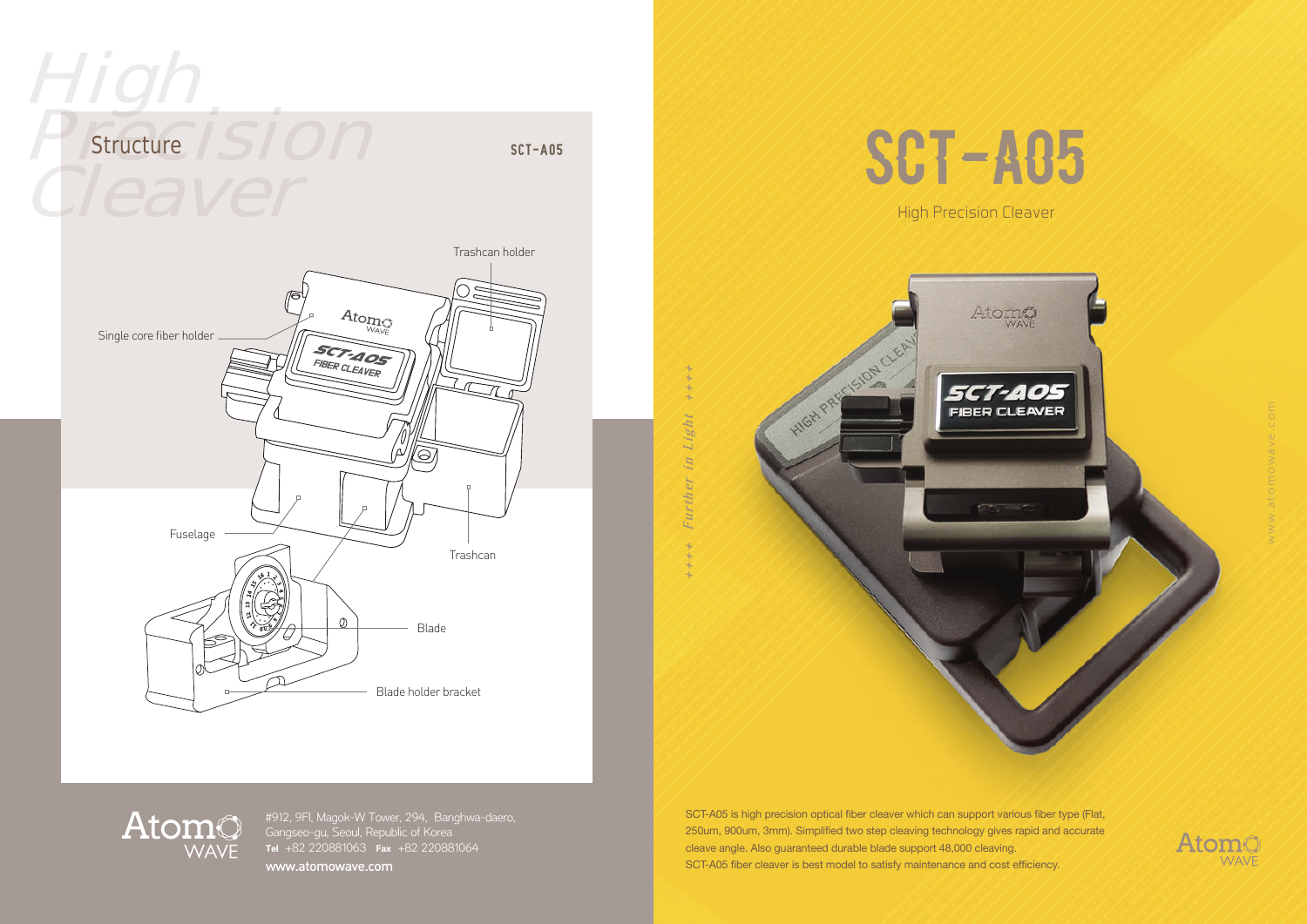# High Precision Cleaver

## Structure

SCT-A05

Trashcan holder

Single core fiber holder

Fuselage

Trashcan

Blade

Blade holder bracket

Atomo WAVE

#912, 9Fl, Magok-W Tower, 294, Banghwa-daero, Gangseo-gu, Seoul, Republic of Korea
**Tel** +82 220881063 **Fax** +82 220881064
www.atomowave.com

# SCT-A05

High Precision Cleaver

++++ *Further in Light* ++++

www.atomowave.com

SCT-A05 is high precision optical fiber cleaver which can support various fiber type (Flat, 250um, 900um, 3mm). Simplified two step cleaving technology gives rapid and accurate cleave angle. Also guaranteed durable blade support 48,000 cleaving.
SCT-A05 fiber cleaver is best model to satisfy maintenance and cost efficiency.

Atomo WAVE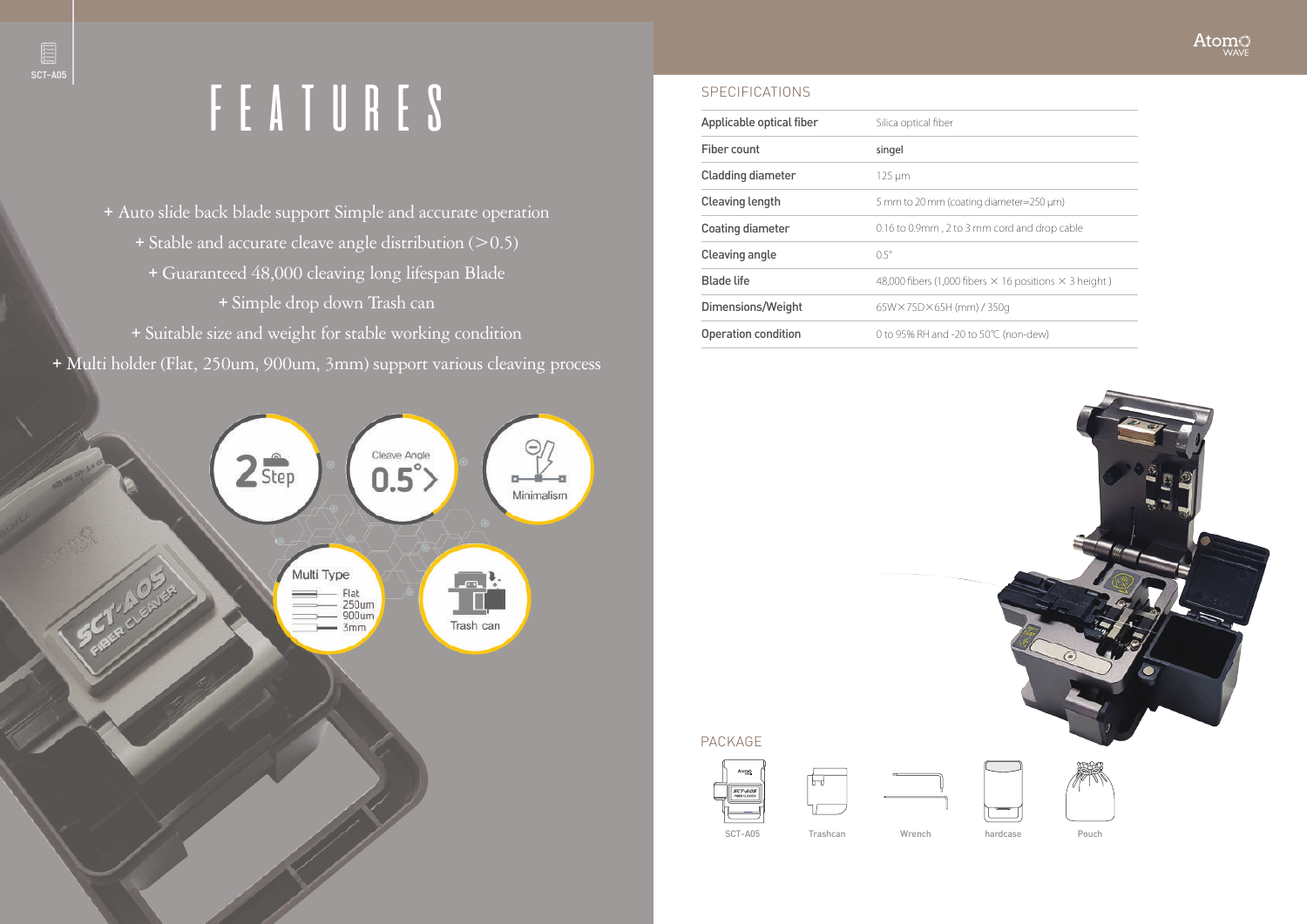# FEATURES

+ Auto slide back blade support Simple and accurate operation
+ Stable and accurate cleave angle distribution (>0.5)
+ Guaranteed 48,000 cleaving long lifespan Blade
+ Simple drop down Trash can
+ Suitable size and weight for stable working condition
+ Multi holder (Flat, 250um, 900um, 3mm) support various cleaving process

2 Step

Cleave Angle 0.5°

Minimalism

Multi Type
Flat
250um
900um
3mm

Trash can

## SPECIFICATIONS

| | |
|---|---|
| Applicable optical fiber | Silica optical fiber |
| Fiber count | singel |
| Cladding diameter | 125 μm |
| Cleaving length | 5 mm to 20 mm (coating diameter=250 μm) |
| Coating diameter | 0.16 to 0.9mm , 2 to 3 mm cord and drop cable |
| Cleaving angle | 0.5° |
| Blade life | 48,000 fibers (1,000 fibers × 16 positions × 3 height ) |
| Dimensions/Weight | 65W×75D×65H (mm) / 350g |
| Operation condition | 0 to 95% RH and -20 to 50℃ (non-dew) |

## PACKAGE

SCT-A05

Trashcan

Wrench

hardcase

Pouch